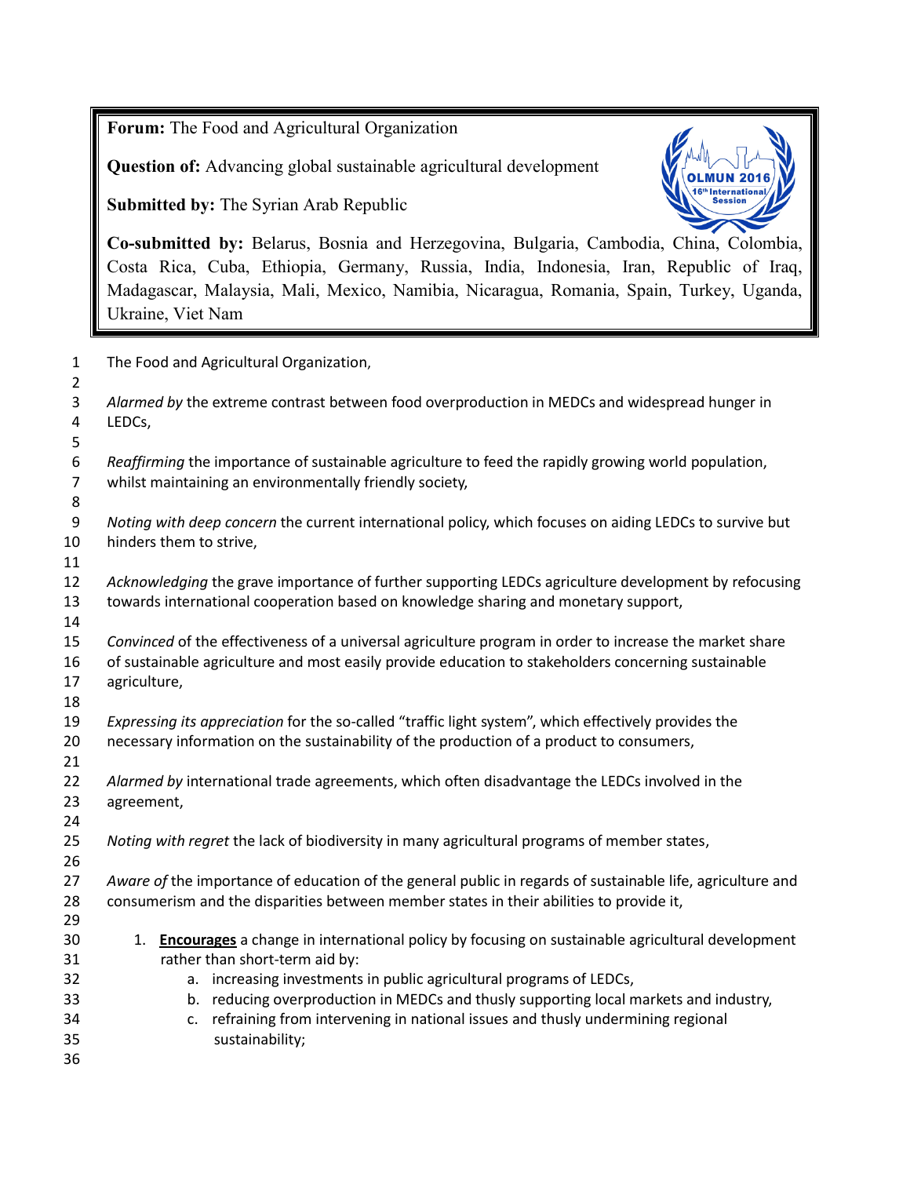**Forum:** The Food and Agricultural Organization

**Question of:** Advancing global sustainable agricultural development

**Submitted by:** The Syrian Arab Republic

**Co-submitted by:** Belarus, Bosnia and Herzegovina, Bulgaria, Cambodia, China, Colombia, Costa Rica, Cuba, Ethiopia, Germany, Russia, India, Indonesia, Iran, Republic of Iraq, Madagascar, Malaysia, Mali, Mexico, Namibia, Nicaragua, Romania, Spain, Turkey, Uganda, Ukraine, Viet Nam

The Food and Agricultural Organization,

*Alarmed by* the extreme contrast between food overproduction in MEDCs and widespread hunger in LEDCs,

*Reaffirming* the importance of sustainable agriculture to feed the rapidly growing world population, whilst maintaining an environmentally friendly society,

*Noting with deep concern* the current international policy, which focuses on aiding LEDCs to survive but hinders them to strive,

*Acknowledging* the grave importance of further supporting LEDCs agriculture development by refocusing towards international cooperation based on knowledge sharing and monetary support,

*Convinced* of the effectiveness of a universal agriculture program in order to increase the market share of sustainable agriculture and most easily provide education to stakeholders concerning sustainable agriculture,

*Expressing its appreciation* for the so-called "traffic light system", which effectively provides the necessary information on the sustainability of the production of a product to consumers,

*Alarmed by* international trade agreements, which often disadvantage the LEDCs involved in the agreement,

*Noting with regret* the lack of biodiversity in many agricultural programs of member states,

*Aware of* the importance of education of the general public in regards of sustainable life, agriculture and consumerism and the disparities between member states in their abilities to provide it,

1. **Encourages** a change in international policy by focusing on sustainable agricultural development rather than short-term aid by:
    a. increasing investments in public agricultural programs of LEDCs,
    b. reducing overproduction in MEDCs and thusly supporting local markets and industry,
    c. refraining from intervening in national issues and thusly undermining regional sustainability;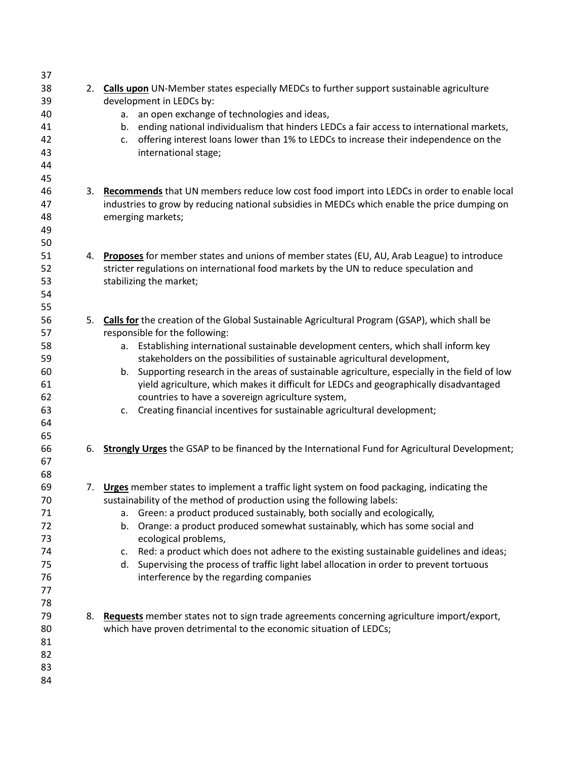2. **Calls upon** UN-Member states especially MEDCs to further support sustainable agriculture development in LEDCs by:
    a. an open exchange of technologies and ideas,
    b. ending national individualism that hinders LEDCs a fair access to international markets,
    c. offering interest loans lower than 1% to LEDCs to increase their independence on the international stage;

3. **Recommends** that UN members reduce low cost food import into LEDCs in order to enable local industries to grow by reducing national subsidies in MEDCs which enable the price dumping on emerging markets;

4. **Proposes** for member states and unions of member states (EU, AU, Arab League) to introduce stricter regulations on international food markets by the UN to reduce speculation and stabilizing the market;

5. **Calls for** the creation of the Global Sustainable Agricultural Program (GSAP), which shall be responsible for the following:
    a. Establishing international sustainable development centers, which shall inform key stakeholders on the possibilities of sustainable agricultural development,
    b. Supporting research in the areas of sustainable agriculture, especially in the field of low yield agriculture, which makes it difficult for LEDCs and geographically disadvantaged countries to have a sovereign agriculture system,
    c. Creating financial incentives for sustainable agricultural development;

6. **Strongly Urges** the GSAP to be financed by the International Fund for Agricultural Development;

7. **Urges** member states to implement a traffic light system on food packaging, indicating the sustainability of the method of production using the following labels:
    a. Green: a product produced sustainably, both socially and ecologically,
    b. Orange: a product produced somewhat sustainably, which has some social and ecological problems,
    c. Red: a product which does not adhere to the existing sustainable guidelines and ideas;
    d. Supervising the process of traffic light label allocation in order to prevent tortuous interference by the regarding companies

8. **Requests** member states not to sign trade agreements concerning agriculture import/export, which have proven detrimental to the economic situation of LEDCs;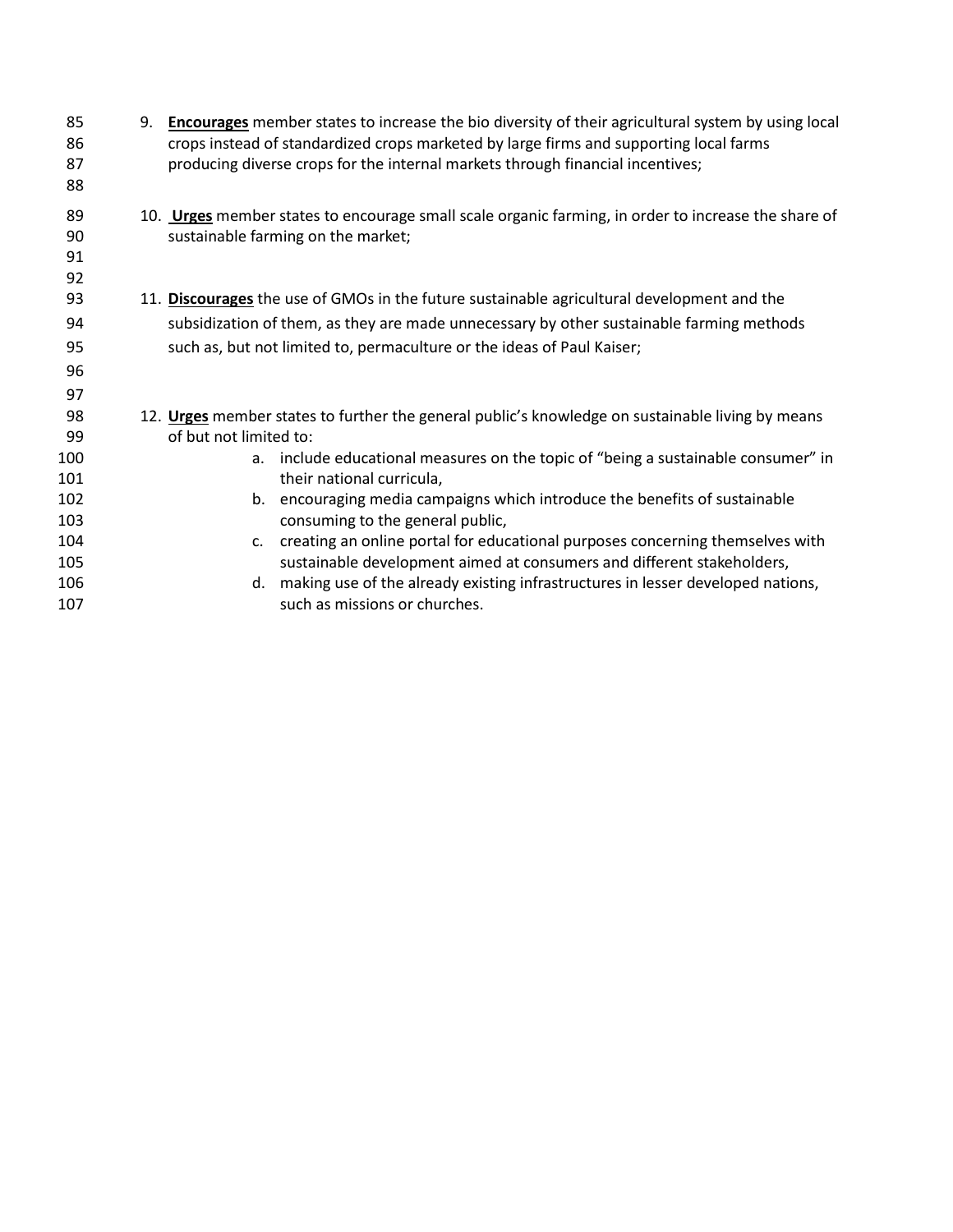9. **Encourages** member states to increase the bio diversity of their agricultural system by using local crops instead of standardized crops marketed by large firms and supporting local farms producing diverse crops for the internal markets through financial incentives;

10. **Urges** member states to encourage small scale organic farming, in order to increase the share of sustainable farming on the market;

11. **Discourages** the use of GMOs in the future sustainable agricultural development and the subsidization of them, as they are made unnecessary by other sustainable farming methods such as, but not limited to, permaculture or the ideas of Paul Kaiser;

12. **Urges** member states to further the general public's knowledge on sustainable living by means of but not limited to:
    a. include educational measures on the topic of "being a sustainable consumer" in their national curricula,
    b. encouraging media campaigns which introduce the benefits of sustainable consuming to the general public,
    c. creating an online portal for educational purposes concerning themselves with sustainable development aimed at consumers and different stakeholders,
    d. making use of the already existing infrastructures in lesser developed nations, such as missions or churches.